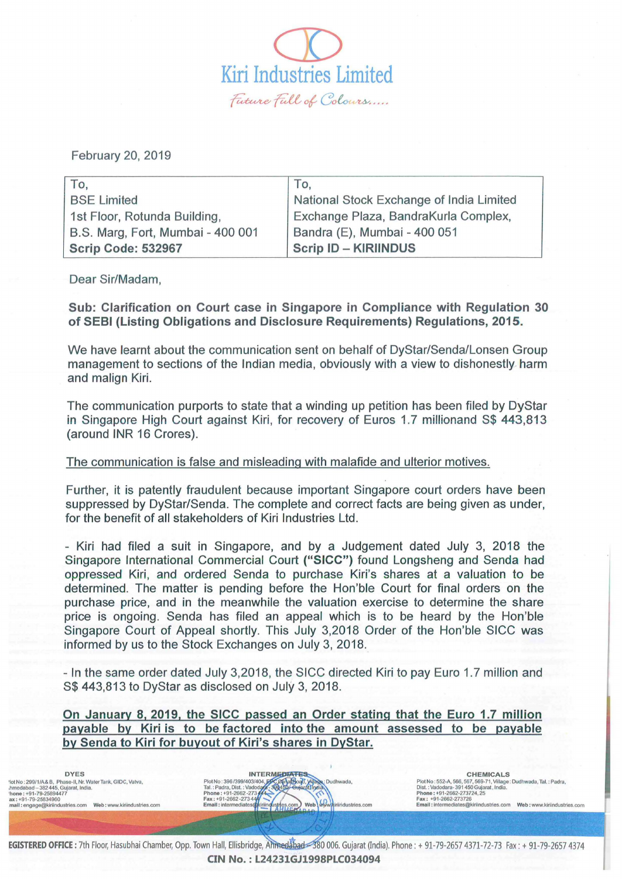# Kiri Industries Limited

*Future Full of Colours.....*

February 20, 2019

| To, | To, |
|---|---|
| BSE Limited | National Stock Exchange of India Limited |
| 1st Floor, Rotunda Building, | Exchange Plaza, BandraKurla Complex, |
| B.S. Marg, Fort, Mumbai - 400 001 | Bandra (E), Mumbai - 400 051 |
| **Scrip Code: 532967** | **Scrip ID – KIRIINDUS** |

Dear Sir/Madam,

**Sub: Clarification on Court case in Singapore in Compliance with Regulation 30 of SEBI (Listing Obligations and Disclosure Requirements) Regulations, 2015.**

We have learnt about the communication sent on behalf of DyStar/Senda/Lonsen Group management to sections of the Indian media, obviously with a view to dishonestly harm and malign Kiri.

The communication purports to state that a winding up petition has been filed by DyStar in Singapore High Court against Kiri, for recovery of Euros 1.7 millionand S$ 443,813 (around INR 16 Crores).

<u>The communication is false and misleading with malafide and ulterior motives.</u>

Further, it is patently fraudulent because important Singapore court orders have been suppressed by DyStar/Senda. The complete and correct facts are being given as under, for the benefit of all stakeholders of Kiri Industries Ltd.

- Kiri had filed a suit in Singapore, and by a Judgement dated July 3, 2018 the Singapore International Commercial Court (**"SICC"**) found Longsheng and Senda had oppressed Kiri, and ordered Senda to purchase Kiri's shares at a valuation to be determined. The matter is pending before the Hon'ble Court for final orders on the purchase price, and in the meanwhile the valuation exercise to determine the share price is ongoing. Senda has filed an appeal which is to be heard by the Hon'ble Singapore Court of Appeal shortly. This July 3,2018 Order of the Hon'ble SICC was informed by us to the Stock Exchanges on July 3, 2018.

- In the same order dated July 3,2018, the SICC directed Kiri to pay Euro 1.7 million and S$ 443,813 to DyStar as disclosed on July 3, 2018.

**<u>On January 8, 2019, the SICC passed an Order stating that the Euro 1.7 million payable by Kiri is to be factored into the amount assessed to be payable by Senda to Kiri for buyout of Kiri's shares in DyStar.</u>**

**DYES**
Plot No : 299/1/A&B, Phase-II, Nr. Water Tank, GIDC, Vatva, Ahmedabad – 382 445, Gujarat, India.
Phone : +91-79-25894477
Fax : +91-79-25834960
Email : engage@kiriindustries.com Web : www.kiriindustries.com

**INTERMEDIATES**
Plot No : 396/399/403/404, EPC Canal Road, Village : Dudhwada, Tal. : Padra, Dist. : Vadodara - 391450, Gujarat, India.
Phone : +91-2662-273444
Fax : +91-2662-273444
Email : intermediates@kiriindustries.com Web : www.kiriindustries.com

**CHEMICALS**
Plot No : 552-A, 566, 567, 569-71, Village : Dudhwada, Tal. : Padra, Dist. : Vadodara- 391 450 Gujarat, India.
Phone : +91-2662-273724, 25
Fax : +91-2662-273726
Email : intermediates@kiriindustries.com Web : www.kiriindustries.com

**REGISTERED OFFICE :** 7th Floor, Hasubhai Chamber, Opp. Town Hall, Ellisbridge, Ahmedabad – 380 006. Gujarat (India). Phone : + 91-79-2657 4371-72-73 Fax : + 91-79-2657 4374

**CIN No. : L24231GJ1998PLC034094**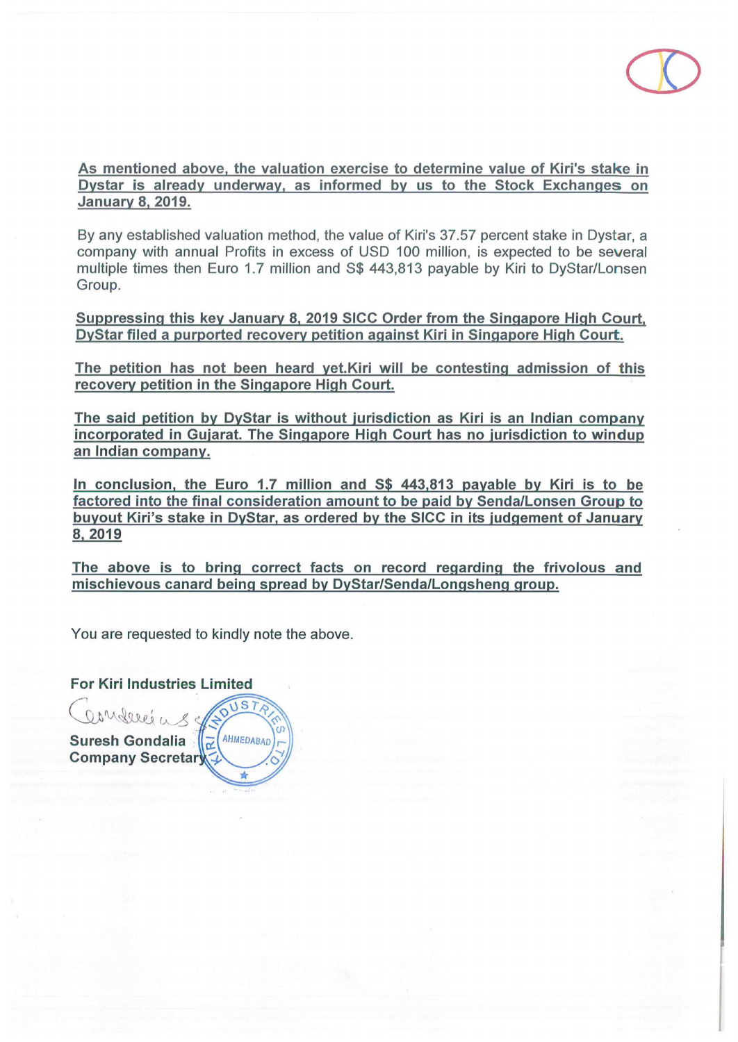**As mentioned above, the valuation exercise to determine value of Kiri's stake in Dystar is already underway, as informed by us to the Stock Exchanges on January 8, 2019.**

By any established valuation method, the value of Kiri's 37.57 percent stake in Dystar, a company with annual Profits in excess of USD 100 million, is expected to be several multiple times then Euro 1.7 million and S$ 443,813 payable by Kiri to DyStar/Lonsen Group.

**Suppressing this key January 8, 2019 SICC Order from the Singapore High Court, DyStar filed a purported recovery petition against Kiri in Singapore High Court.**

**The petition has not been heard yet.Kiri will be contesting admission of this recovery petition in the Singapore High Court.**

**The said petition by DyStar is without jurisdiction as Kiri is an Indian company incorporated in Gujarat. The Singapore High Court has no jurisdiction to windup an Indian company.**

**In conclusion, the Euro 1.7 million and S$ 443,813 payable by Kiri is to be factored into the final consideration amount to be paid by Senda/Lonsen Group to buyout Kiri's stake in DyStar, as ordered by the SICC in its judgement of January 8, 2019**

**The above is to bring correct facts on record regarding the frivolous and mischievous canard being spread by DyStar/Senda/Longsheng group.**

You are requested to kindly note the above.

**For Kiri Industries Limited**

**Suresh Gondalia**
**Company Secretary**